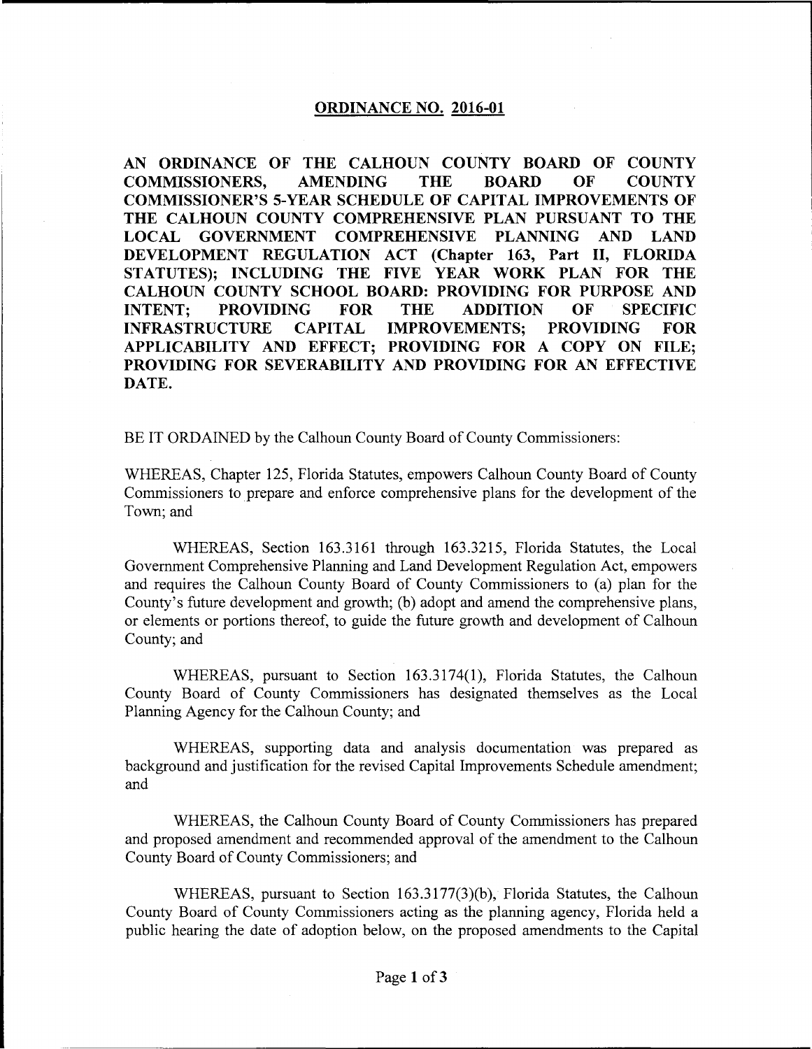# ORDINANCE NO. 2016-01

**AN ORDINANCE OF THE CALHOUN COUNTY BOARD OF COUNTY COMMISSIONERS, AMENDING THE BOARD OF COUNTY COMMISSIONER'S 5-YEAR SCHEDULE OF CAPITAL IMPROVEMENTS OF THE CALHOUN COUNTY COMPREHENSIVE PLAN PURSUANT TO THE LOCAL GOVERNMENT COMPREHENSIVE PLANNING AND LAND DEVELOPMENT REGULATION ACT (Chapter 163, Part II, FLORIDA STATUTES); INCLUDING THE FIVE YEAR WORK PLAN FOR THE CALHOUN COUNTY SCHOOL BOARD: PROVIDING FOR PURPOSE AND INTENT; PROVIDING FOR THE ADDITION OF SPECIFIC INFRASTRUCTURE CAPITAL IMPROVEMENTS; PROVIDING FOR APPLICABILITY AND EFFECT; PROVIDING FOR A COPY ON FILE; PROVIDING FOR SEVERABILITY AND PROVIDING FOR AN EFFECTIVE DATE.**

BE IT ORDAINED by the Calhoun County Board of County Commissioners:

WHEREAS, Chapter 125, Florida Statutes, empowers Calhoun County Board of County Commissioners to prepare and enforce comprehensive plans for the development of the Town; and

WHEREAS, Section 163.3161 through 163.3215, Florida Statutes, the Local Government Comprehensive Planning and Land Development Regulation Act, empowers and requires the Calhoun County Board of County Commissioners to (a) plan for the County's future development and growth; (b) adopt and amend the comprehensive plans, or elements or portions thereof, to guide the future growth and development of Calhoun County; and

WHEREAS, pursuant to Section 163.3174(1), Florida Statutes, the Calhoun County Board of County Commissioners has designated themselves as the Local Planning Agency for the Calhoun County; and

WHEREAS, supporting data and analysis documentation was prepared as background and justification for the revised Capital Improvements Schedule amendment; and

WHEREAS, the Calhoun County Board of County Commissioners has prepared and proposed amendment and recommended approval of the amendment to the Calhoun County Board of County Commissioners; and

WHEREAS, pursuant to Section 163.3177(3)(b), Florida Statutes, the Calhoun County Board of County Commissioners acting as the planning agency, Florida held a public hearing the date of adoption below, on the proposed amendments to the Capital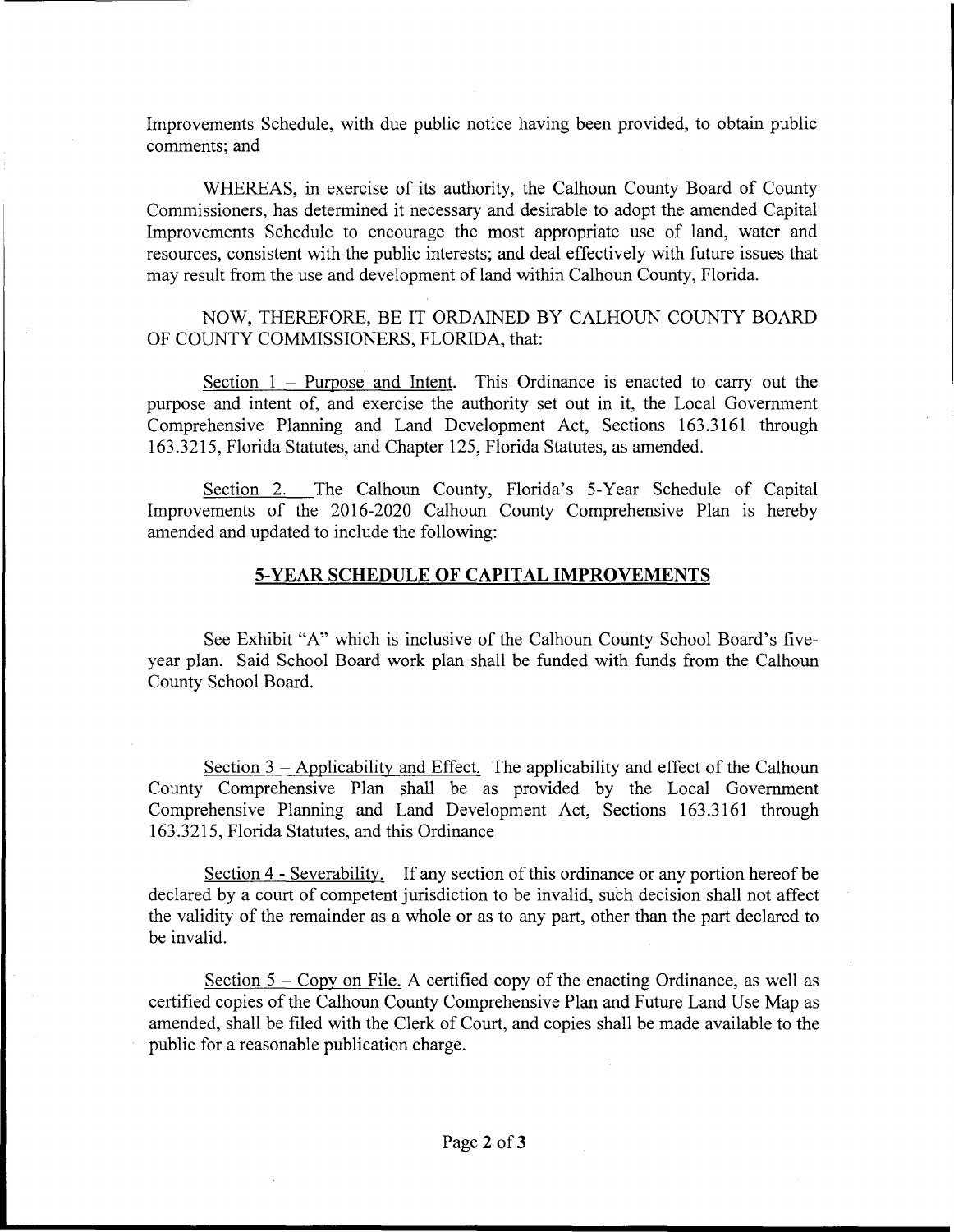Improvements Schedule, with due public notice having been provided, to obtain public comments; and

WHEREAS, in exercise of its authority, the Calhoun County Board of County Commissioners, has determined it necessary and desirable to adopt the amended Capital Improvements Schedule to encourage the most appropriate use of land, water and resources, consistent with the public interests; and deal effectively with future issues that may result from the use and development of land within Calhoun County, Florida.

NOW, THEREFORE, BE IT ORDAINED BY CALHOUN COUNTY BOARD OF COUNTY COMMISSIONERS, FLORIDA, that:

Section 1 – Purpose and Intent. This Ordinance is enacted to carry out the purpose and intent of, and exercise the authority set out in it, the Local Government Comprehensive Planning and Land Development Act, Sections 163.3161 through 163.3215, Florida Statutes, and Chapter 125, Florida Statutes, as amended.

Section 2. The Calhoun County, Florida's 5-Year Schedule of Capital Improvements of the 2016-2020 Calhoun County Comprehensive Plan is hereby amended and updated to include the following:

**5-YEAR SCHEDULE OF CAPITAL IMPROVEMENTS**

See Exhibit "A" which is inclusive of the Calhoun County School Board's five-year plan. Said School Board work plan shall be funded with funds from the Calhoun County School Board.

Section 3 – Applicability and Effect. The applicability and effect of the Calhoun County Comprehensive Plan shall be as provided by the Local Government Comprehensive Planning and Land Development Act, Sections 163.3161 through 163.3215, Florida Statutes, and this Ordinance

Section 4 - Severability. If any section of this ordinance or any portion hereof be declared by a court of competent jurisdiction to be invalid, such decision shall not affect the validity of the remainder as a whole or as to any part, other than the part declared to be invalid.

Section 5 – Copy on File. A certified copy of the enacting Ordinance, as well as certified copies of the Calhoun County Comprehensive Plan and Future Land Use Map as amended, shall be filed with the Clerk of Court, and copies shall be made available to the public for a reasonable publication charge.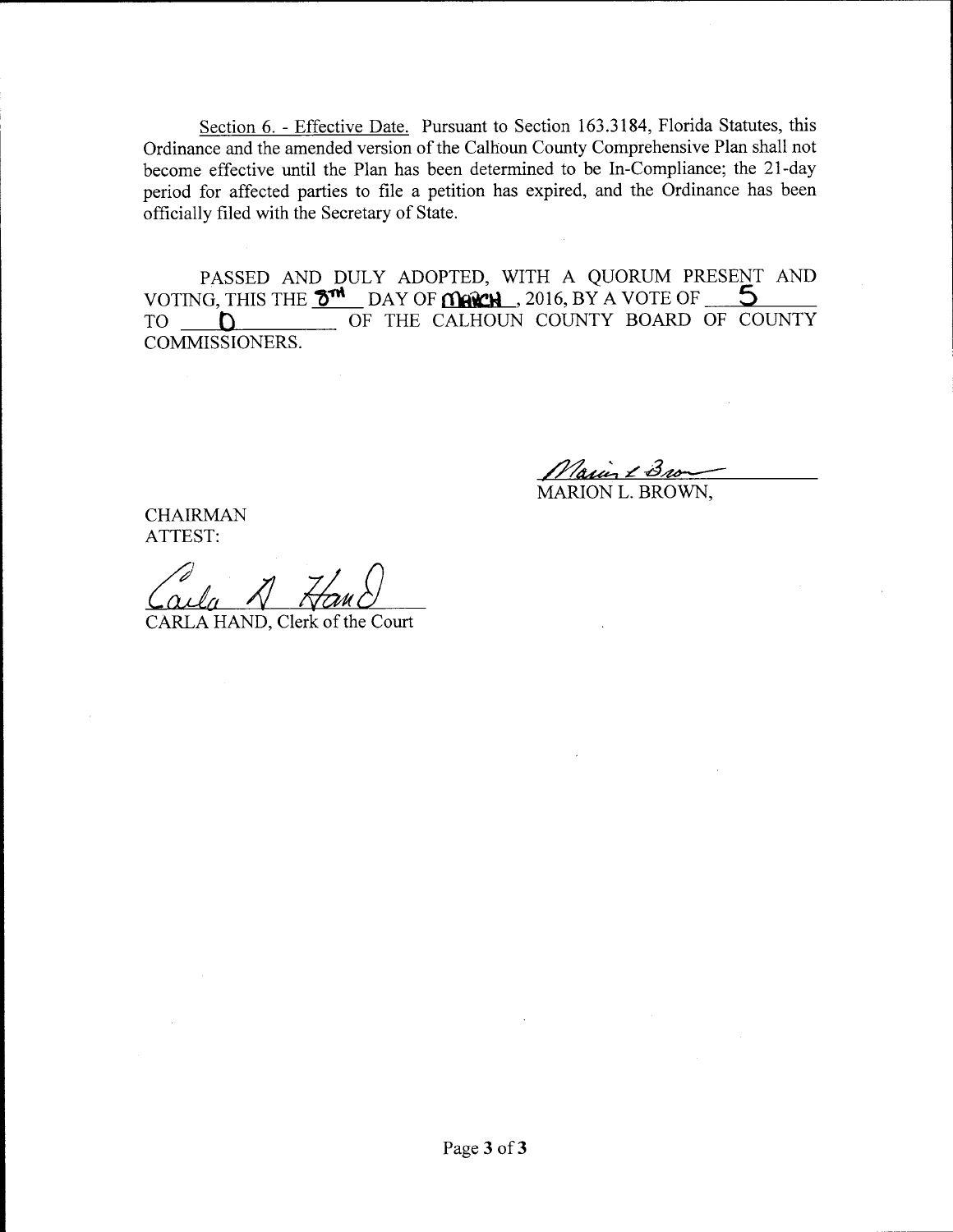Section 6. - Effective Date. Pursuant to Section 163.3184, Florida Statutes, this Ordinance and the amended version of the Calhoun County Comprehensive Plan shall not become effective until the Plan has been determined to be In-Compliance; the 21-day period for affected parties to file a petition has expired, and the Ordinance has been officially filed with the Secretary of State.

PASSED AND DULY ADOPTED, WITH A QUORUM PRESENT AND VOTING, THIS THE 8TH DAY OF MARCH, 2016, BY A VOTE OF 5 TO 0 OF THE CALHOUN COUNTY BOARD OF COUNTY COMMISSIONERS.

MARION L. BROWN,

CHAIRMAN

ATTEST:

CARLA HAND, Clerk of the Court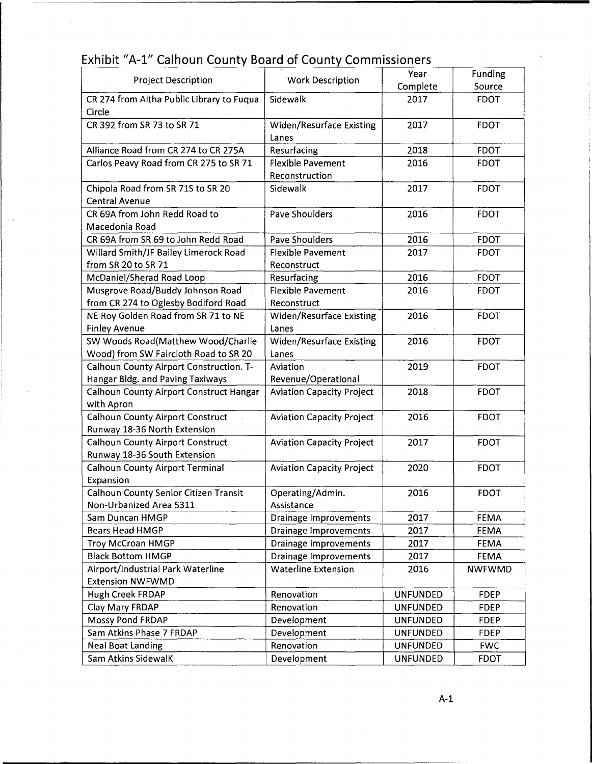# Exhibit "A-1" Calhoun County Board of County Commissioners

| Project Description | Work Description | Year Complete | Funding Source |
|---|---|---|---|
| CR 274 from Altha Public Library to Fuqua Circle | Sidewalk | 2017 | FDOT |
| CR 392 from SR 73 to SR 71 | Widen/Resurface Existing Lanes | 2017 | FDOT |
| Alliance Road from CR 274 to CR 275A | Resurfacing | 2018 | FDOT |
| Carlos Peavy Road from CR 275 to SR 71 | Flexible Pavement Reconstruction | 2016 | FDOT |
| Chipola Road from SR 71S to SR 20 Central Avenue | Sidewalk | 2017 | FDOT |
| CR 69A from John Redd Road to Macedonia Road | Pave Shoulders | 2016 | FDOT |
| CR 69A from SR 69 to John Redd Road | Pave Shoulders | 2016 | FDOT |
| Willard Smith/JF Bailey Limerock Road from SR 20 to SR 71 | Flexible Pavement Reconstruct | 2017 | FDOT |
| McDaniel/Sherad Road Loop | Resurfacing | 2016 | FDOT |
| Musgrove Road/Buddy Johnson Road from CR 274 to Oglesby Bodiford Road | Flexible Pavement Reconstruct | 2016 | FDOT |
| NE Roy Golden Road from SR 71 to NE Finley Avenue | Widen/Resurface Existing Lanes | 2016 | FDOT |
| SW Woods Road(Matthew Wood/Charlie Wood) from SW Faircloth Road to SR 20 | Widen/Resurface Existing Lanes | 2016 | FDOT |
| Calhoun County Airport Construction. T-Hangar Bldg. and Paving Taxiways | Aviation Revenue/Operational | 2019 | FDOT |
| Calhoun County Airport Construct Hangar with Apron | Aviation Capacity Project | 2018 | FDOT |
| Calhoun County Airport Construct Runway 18-36 North Extension | Aviation Capacity Project | 2016 | FDOT |
| Calhoun County Airport Construct Runway 18-36 South Extension | Aviation Capacity Project | 2017 | FDOT |
| Calhoun County Airport Terminal Expansion | Aviation Capacity Project | 2020 | FDOT |
| Calhoun County Senior Citizen Transit Non-Urbanized Area 5311 | Operating/Admin. Assistance | 2016 | FDOT |
| Sam Duncan HMGP | Drainage Improvements | 2017 | FEMA |
| Bears Head HMGP | Drainage Improvements | 2017 | FEMA |
| Troy McCroan HMGP | Drainage Improvements | 2017 | FEMA |
| Black Bottom HMGP | Drainage Improvements | 2017 | FEMA |
| Airport/Industrial Park Waterline Extension NWFWMD | Waterline Extension | 2016 | NWFWMD |
| Hugh Creek FRDAP | Renovation | UNFUNDED | FDEP |
| Clay Mary FRDAP | Renovation | UNFUNDED | FDEP |
| Mossy Pond FRDAP | Development | UNFUNDED | FDEP |
| Sam Atkins Phase 7 FRDAP | Development | UNFUNDED | FDEP |
| Neal Boat Landing | Renovation | UNFUNDED | FWC |
| Sam Atkins SidewalK | Development | UNFUNDED | FDOT |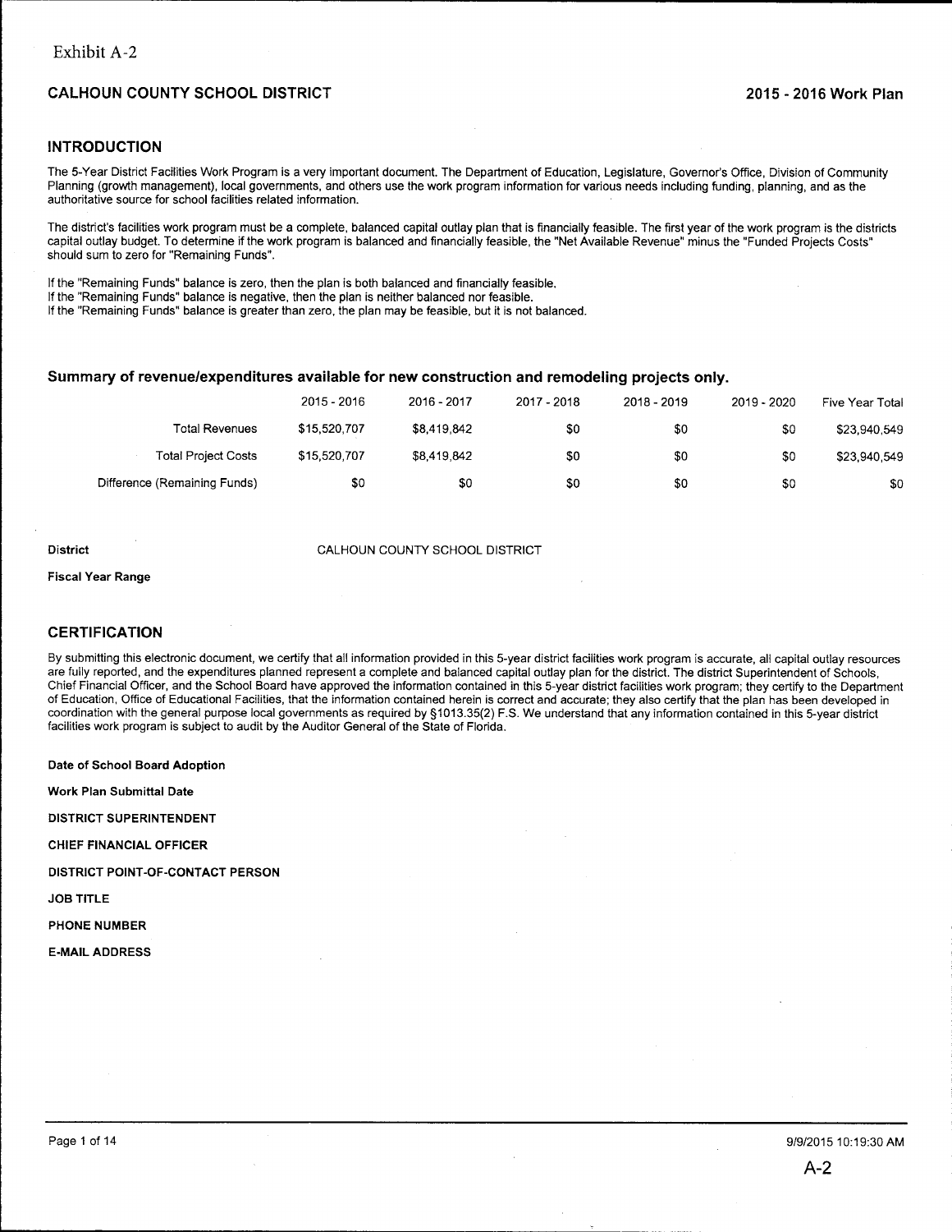Exhibit A-2

## CALHOUN COUNTY SCHOOL DISTRICT

**2015 - 2016 Work Plan**

### INTRODUCTION

The 5-Year District Facilities Work Program is a very important document. The Department of Education, Legislature, Governor's Office, Division of Community Planning (growth management), local governments, and others use the work program information for various needs including funding, planning, and as the authoritative source for school facilities related information.

The district's facilities work program must be a complete, balanced capital outlay plan that is financially feasible. The first year of the work program is the districts capital outlay budget. To determine if the work program is balanced and financially feasible, the "Net Available Revenue" minus the "Funded Projects Costs" should sum to zero for "Remaining Funds".

If the "Remaining Funds" balance is zero, then the plan is both balanced and financially feasible.
If the "Remaining Funds" balance is negative, then the plan is neither balanced nor feasible.
If the "Remaining Funds" balance is greater than zero, the plan may be feasible, but it is not balanced.

### Summary of revenue/expenditures available for new construction and remodeling projects only.

| | 2015 - 2016 | 2016 - 2017 | 2017 - 2018 | 2018 - 2019 | 2019 - 2020 | Five Year Total |
|---|---|---|---|---|---|---|
| Total Revenues | $15,520,707 | $8,419,842 | $0 | $0 | $0 | $23,940,549 |
| Total Project Costs | $15,520,707 | $8,419,842 | $0 | $0 | $0 | $23,940,549 |
| Difference (Remaining Funds) | $0 | $0 | $0 | $0 | $0 | $0 |

**District** CALHOUN COUNTY SCHOOL DISTRICT

**Fiscal Year Range**

### CERTIFICATION

By submitting this electronic document, we certify that all information provided in this 5-year district facilities work program is accurate, all capital outlay resources are fully reported, and the expenditures planned represent a complete and balanced capital outlay plan for the district. The district Superintendent of Schools, Chief Financial Officer, and the School Board have approved the information contained in this 5-year district facilities work program; they certify to the Department of Education, Office of Educational Facilities, that the information contained herein is correct and accurate; they also certify that the plan has been developed in coordination with the general purpose local governments as required by §1013.35(2) F.S. We understand that any information contained in this 5-year district facilities work program is subject to audit by the Auditor General of the State of Florida.

**Date of School Board Adoption**

**Work Plan Submittal Date**

**DISTRICT SUPERINTENDENT**

**CHIEF FINANCIAL OFFICER**

**DISTRICT POINT-OF-CONTACT PERSON**

**JOB TITLE**

**PHONE NUMBER**

**E-MAIL ADDRESS**

9/9/2015 10:19:30 AM

A-2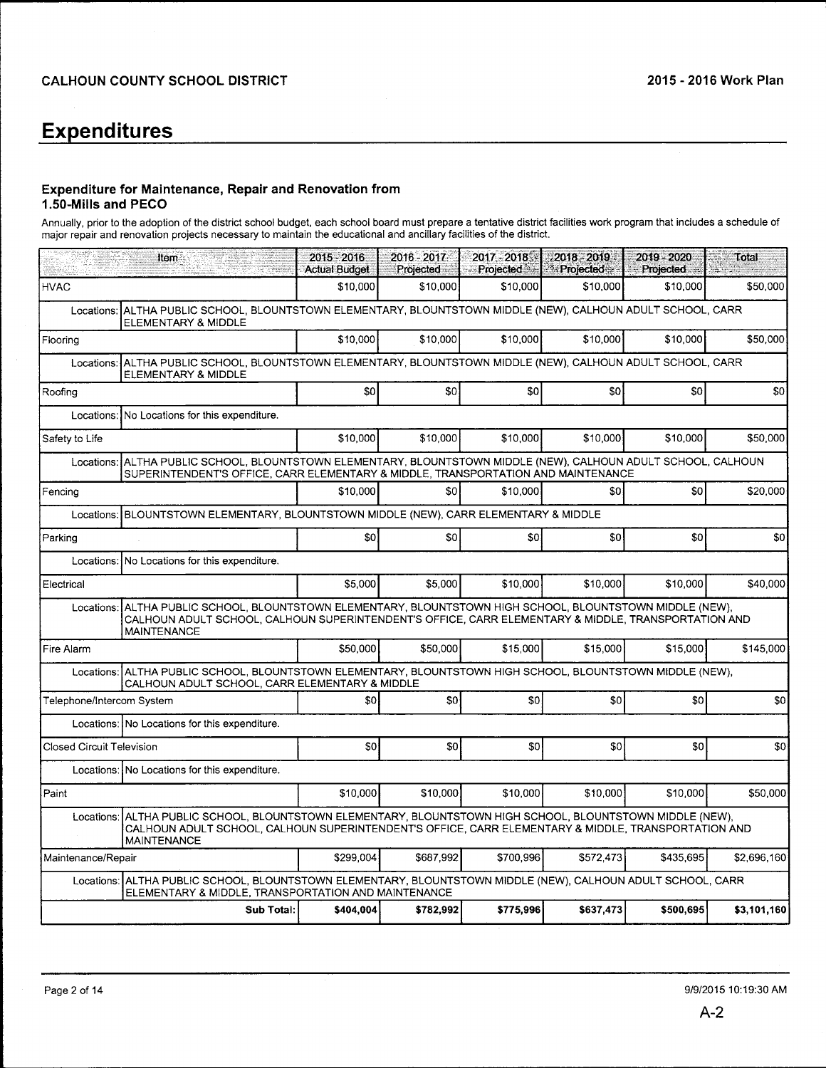CALHOUN COUNTY SCHOOL DISTRICT

2015 - 2016 Work Plan

# Expenditures

### Expenditure for Maintenance, Repair and Renovation from 1.50-Mills and PECO

Annually, prior to the adoption of the district school budget, each school board must prepare a tentative district facilities work program that includes a schedule of major repair and renovation projects necessary to maintain the educational and ancillary facilities of the district.

| Item | | 2015 - 2016 Actual Budget | 2016 - 2017 Projected | 2017 - 2018 Projected | 2018 - 2019 Projected | 2019 - 2020 Projected | Total |
|---|---|---|---|---|---|---|---|
| HVAC | | $10,000 | $10,000 | $10,000 | $10,000 | $10,000 | $50,000 |
| Locations: | ALTHA PUBLIC SCHOOL, BLOUNTSTOWN ELEMENTARY, BLOUNTSTOWN MIDDLE (NEW), CALHOUN ADULT SCHOOL, CARR ELEMENTARY & MIDDLE | | | | | | |
| Flooring | | $10,000 | $10,000 | $10,000 | $10,000 | $10,000 | $50,000 |
| Locations: | ALTHA PUBLIC SCHOOL, BLOUNTSTOWN ELEMENTARY, BLOUNTSTOWN MIDDLE (NEW), CALHOUN ADULT SCHOOL, CARR ELEMENTARY & MIDDLE | | | | | | |
| Roofing | | $0 | $0 | $0 | $0 | $0 | $0 |
| Locations: | No Locations for this expenditure. | | | | | | |
| Safety to Life | | $10,000 | $10,000 | $10,000 | $10,000 | $10,000 | $50,000 |
| Locations: | ALTHA PUBLIC SCHOOL, BLOUNTSTOWN ELEMENTARY, BLOUNTSTOWN MIDDLE (NEW), CALHOUN ADULT SCHOOL, CALHOUN SUPERINTENDENT'S OFFICE, CARR ELEMENTARY & MIDDLE, TRANSPORTATION AND MAINTENANCE | | | | | | |
| Fencing | | $10,000 | $0 | $10,000 | $0 | $0 | $20,000 |
| Locations: | BLOUNTSTOWN ELEMENTARY, BLOUNTSTOWN MIDDLE (NEW), CARR ELEMENTARY & MIDDLE | | | | | | |
| Parking | | $0 | $0 | $0 | $0 | $0 | $0 |
| Locations: | No Locations for this expenditure. | | | | | | |
| Electrical | | $5,000 | $5,000 | $10,000 | $10,000 | $10,000 | $40,000 |
| Locations: | ALTHA PUBLIC SCHOOL, BLOUNTSTOWN ELEMENTARY, BLOUNTSTOWN HIGH SCHOOL, BLOUNTSTOWN MIDDLE (NEW), CALHOUN ADULT SCHOOL, CALHOUN SUPERINTENDENT'S OFFICE, CARR ELEMENTARY & MIDDLE, TRANSPORTATION AND MAINTENANCE | | | | | | |
| Fire Alarm | | $50,000 | $50,000 | $15,000 | $15,000 | $15,000 | $145,000 |
| Locations: | ALTHA PUBLIC SCHOOL, BLOUNTSTOWN ELEMENTARY, BLOUNTSTOWN HIGH SCHOOL, BLOUNTSTOWN MIDDLE (NEW), CALHOUN ADULT SCHOOL, CARR ELEMENTARY & MIDDLE | | | | | | |
| Telephone/Intercom System | | $0 | $0 | $0 | $0 | $0 | $0 |
| Locations: | No Locations for this expenditure. | | | | | | |
| Closed Circuit Television | | $0 | $0 | $0 | $0 | $0 | $0 |
| Locations: | No Locations for this expenditure. | | | | | | |
| Paint | | $10,000 | $10,000 | $10,000 | $10,000 | $10,000 | $50,000 |
| Locations: | ALTHA PUBLIC SCHOOL, BLOUNTSTOWN ELEMENTARY, BLOUNTSTOWN HIGH SCHOOL, BLOUNTSTOWN MIDDLE (NEW), CALHOUN ADULT SCHOOL, CALHOUN SUPERINTENDENT'S OFFICE, CARR ELEMENTARY & MIDDLE, TRANSPORTATION AND MAINTENANCE | | | | | | |
| Maintenance/Repair | | $299,004 | $687,992 | $700,996 | $572,473 | $435,695 | $2,696,160 |
| Locations: | ALTHA PUBLIC SCHOOL, BLOUNTSTOWN ELEMENTARY, BLOUNTSTOWN MIDDLE (NEW), CALHOUN ADULT SCHOOL, CARR ELEMENTARY & MIDDLE, TRANSPORTATION AND MAINTENANCE | | | | | | |
| | **Sub Total:** | **$404,004** | **$782,992** | **$775,996** | **$637,473** | **$500,695** | **$3,101,160** |

9/9/2015 10:19:30 AM

A-2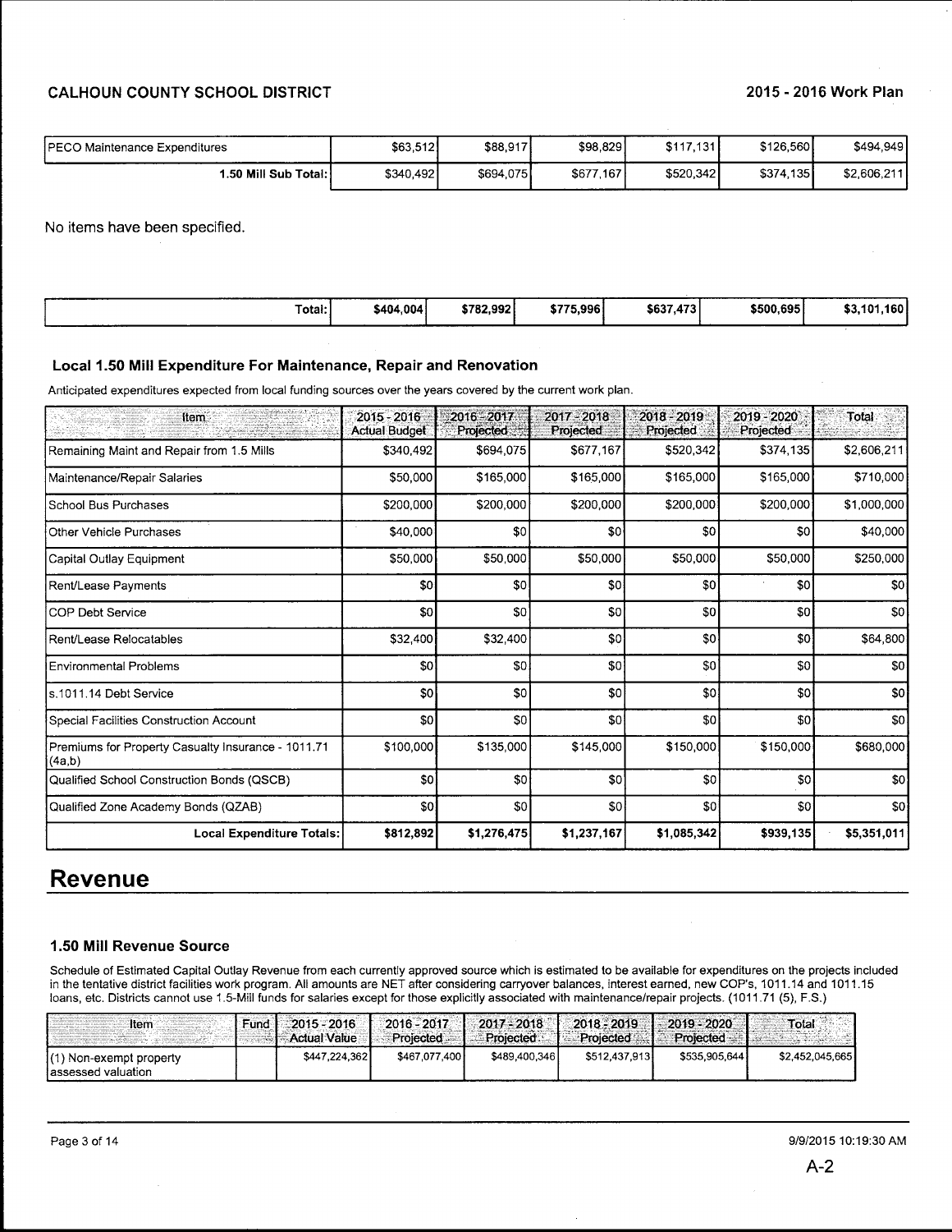| PECO Maintenance Expenditures | $63,512 | $88,917 | $98,829 | $117,131 | $126,560 | $494,949 |
|---|---|---|---|---|---|---|
| 1.50 Mill Sub Total: | $340,492 | $694,075 | $677,167 | $520,342 | $374,135 | $2,606,211 |

No items have been specified.

| Total: | $404,004 | $782,992 | $775,996 | $637,473 | $500,695 | $3,101,160 |
|---|---|---|---|---|---|---|

### Local 1.50 Mill Expenditure For Maintenance, Repair and Renovation

Anticipated expenditures expected from local funding sources over the years covered by the current work plan.

| Item | 2015 - 2016 Actual Budget | 2016 - 2017 Projected | 2017 - 2018 Projected | 2018 - 2019 Projected | 2019 - 2020 Projected | Total |
|---|---|---|---|---|---|---|
| Remaining Maint and Repair from 1.5 Mills | $340,492 | $694,075 | $677,167 | $520,342 | $374,135 | $2,606,211 |
| Maintenance/Repair Salaries | $50,000 | $165,000 | $165,000 | $165,000 | $165,000 | $710,000 |
| School Bus Purchases | $200,000 | $200,000 | $200,000 | $200,000 | $200,000 | $1,000,000 |
| Other Vehicle Purchases | $40,000 | $0 | $0 | $0 | $0 | $40,000 |
| Capital Outlay Equipment | $50,000 | $50,000 | $50,000 | $50,000 | $50,000 | $250,000 |
| Rent/Lease Payments | $0 | $0 | $0 | $0 | $0 | $0 |
| COP Debt Service | $0 | $0 | $0 | $0 | $0 | $0 |
| Rent/Lease Relocatables | $32,400 | $32,400 | $0 | $0 | $0 | $64,800 |
| Environmental Problems | $0 | $0 | $0 | $0 | $0 | $0 |
| s.1011.14 Debt Service | $0 | $0 | $0 | $0 | $0 | $0 |
| Special Facilities Construction Account | $0 | $0 | $0 | $0 | $0 | $0 |
| Premiums for Property Casualty Insurance - 1011.71 (4a,b) | $100,000 | $135,000 | $145,000 | $150,000 | $150,000 | $680,000 |
| Qualified School Construction Bonds (QSCB) | $0 | $0 | $0 | $0 | $0 | $0 |
| Qualified Zone Academy Bonds (QZAB) | $0 | $0 | $0 | $0 | $0 | $0 |
| **Local Expenditure Totals:** | **$812,892** | **$1,276,475** | **$1,237,167** | **$1,085,342** | **$939,135** | **$5,351,011** |

# Revenue

### 1.50 Mill Revenue Source

Schedule of Estimated Capital Outlay Revenue from each currently approved source which is estimated to be available for expenditures on the projects included in the tentative district facilities work program. All amounts are NET after considering carryover balances, interest earned, new COP's, 1011.14 and 1011.15 loans, etc. Districts cannot use 1.5-Mill funds for salaries except for those explicitly associated with maintenance/repair projects. (1011.71 (5), F.S.)

| Item | Fund | 2015 - 2016 Actual Value | 2016 - 2017 Projected | 2017 - 2018 Projected | 2018 - 2019 Projected | 2019 - 2020 Projected | Total |
|---|---|---|---|---|---|---|---|
| (1) Non-exempt property assessed valuation | | $447,224,362 | $467,077,400 | $489,400,346 | $512,437,913 | $535,905,644 | $2,452,045,665 |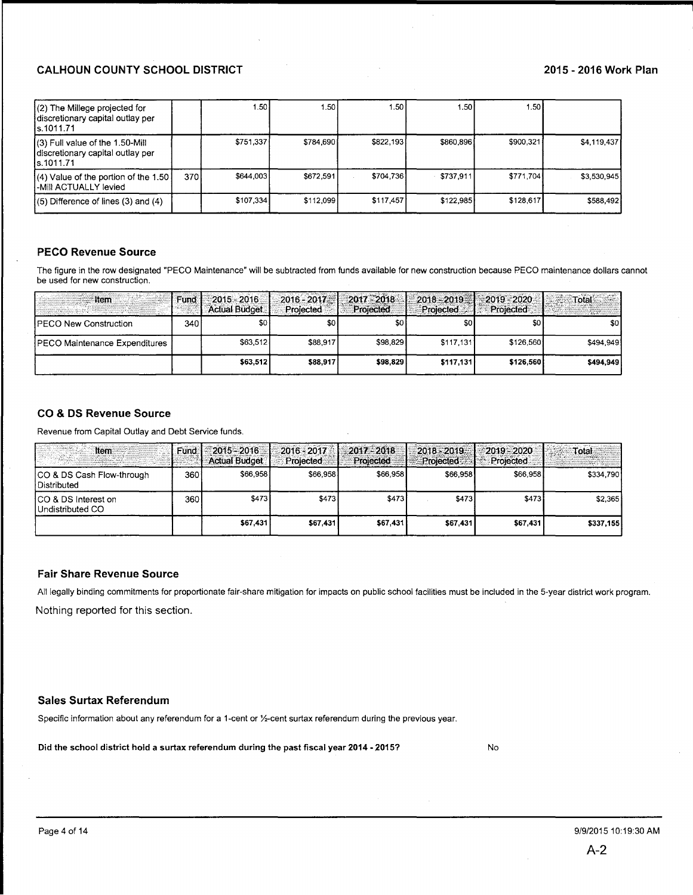| | | | | | | | |
|---|---|---|---|---|---|---|---|
| (2) The Millege projected for discretionary capital outlay per s.1011.71 | | 1.50 | 1.50 | 1.50 | 1.50 | 1.50 | |
| (3) Full value of the 1.50-Mill discretionary capital outlay per s.1011.71 | | $751,337 | $784,690 | $822,193 | $860,896 | $900,321 | $4,119,437 |
| (4) Value of the portion of the 1.50 -Mill ACTUALLY levied | 370 | $644,003 | $672,591 | $704,736 | $737,911 | $771,704 | $3,530,945 |
| (5) Difference of lines (3) and (4) | | $107,334 | $112,099 | $117,457 | $122,985 | $128,617 | $588,492 |

### PECO Revenue Source

The figure in the row designated "PECO Maintenance" will be subtracted from funds available for new construction because PECO maintenance dollars cannot be used for new construction.

| Item | Fund | 2015 - 2016 Actual Budget | 2016 - 2017 Projected | 2017 - 2018 Projected | 2018 - 2019 Projected | 2019 - 2020 Projected | Total |
|---|---|---|---|---|---|---|---|
| PECO New Construction | 340 | $0 | $0 | $0 | $0 | $0 | $0 |
| PECO Maintenance Expenditures | | $63,512 | $88,917 | $98,829 | $117,131 | $126,560 | $494,949 |
| | | **$63,512** | **$88,917** | **$98,829** | **$117,131** | **$126,560** | **$494,949** |

### CO & DS Revenue Source

Revenue from Capital Outlay and Debt Service funds.

| Item | Fund | 2015 - 2016 Actual Budget | 2016 - 2017 Projected | 2017 - 2018 Projected | 2018 - 2019 Projected | 2019 - 2020 Projected | Total |
|---|---|---|---|---|---|---|---|
| CO & DS Cash Flow-through Distributed | 360 | $66,958 | $66,958 | $66,958 | $66,958 | $66,958 | $334,790 |
| CO & DS Interest on Undistributed CO | 360 | $473 | $473 | $473 | $473 | $473 | $2,365 |
| | | **$67,431** | **$67,431** | **$67,431** | **$67,431** | **$67,431** | **$337,155** |

### Fair Share Revenue Source

All legally binding commitments for proportionate fair-share mitigation for impacts on public school facilities must be included in the 5-year district work program.

Nothing reported for this section.

### Sales Surtax Referendum

Specific information about any referendum for a 1-cent or ½-cent surtax referendum during the previous year.

**Did the school district hold a surtax referendum during the past fiscal year 2014 - 2015?** No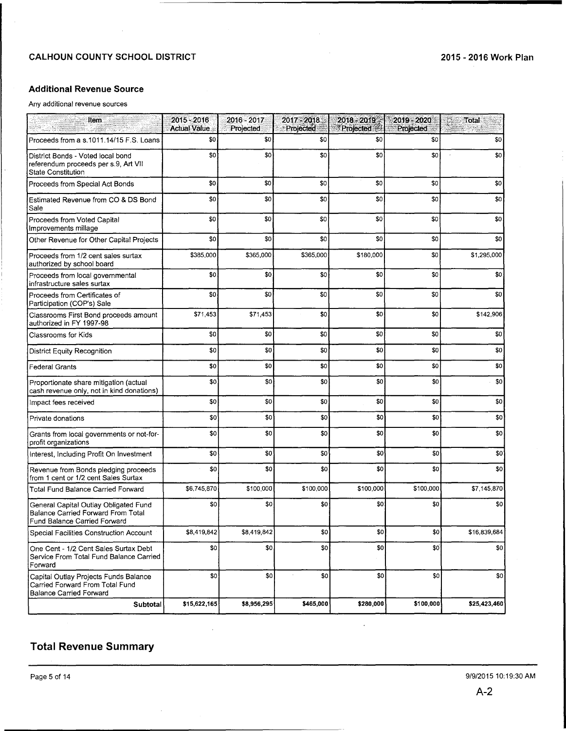## Additional Revenue Source

Any additional revenue sources

| Item | 2015 - 2016 Actual Value | 2016 - 2017 Projected | 2017 - 2018 Projected | 2018 - 2019 Projected | 2019 - 2020 Projected | Total |
|---|---|---|---|---|---|---|
| Proceeds from a s.1011.14/15 F.S. Loans | $0 | $0 | $0 | $0 | $0 | $0 |
| District Bonds - Voted local bond referendum proceeds per s.9, Art VII State Constitution | $0 | $0 | $0 | $0 | $0 | $0 |
| Proceeds from Special Act Bonds | $0 | $0 | $0 | $0 | $0 | $0 |
| Estimated Revenue from CO & DS Bond Sale | $0 | $0 | $0 | $0 | $0 | $0 |
| Proceeds from Voted Capital Improvements millage | $0 | $0 | $0 | $0 | $0 | $0 |
| Other Revenue for Other Capital Projects | $0 | $0 | $0 | $0 | $0 | $0 |
| Proceeds from 1/2 cent sales surtax authorized by school board | $385,000 | $365,000 | $365,000 | $180,000 | $0 | $1,295,000 |
| Proceeds from local governmental infrastructure sales surtax | $0 | $0 | $0 | $0 | $0 | $0 |
| Proceeds from Certificates of Participation (COP's) Sale | $0 | $0 | $0 | $0 | $0 | $0 |
| Classrooms First Bond proceeds amount authorized in FY 1997-98 | $71,453 | $71,453 | $0 | $0 | $0 | $142,906 |
| Classrooms for Kids | $0 | $0 | $0 | $0 | $0 | $0 |
| District Equity Recognition | $0 | $0 | $0 | $0 | $0 | $0 |
| Federal Grants | $0 | $0 | $0 | $0 | $0 | $0 |
| Proportionate share mitigation (actual cash revenue only, not in kind donations) | $0 | $0 | $0 | $0 | $0 | $0 |
| Impact fees received | $0 | $0 | $0 | $0 | $0 | $0 |
| Private donations | $0 | $0 | $0 | $0 | $0 | $0 |
| Grants from local governments or not-for-profit organizations | $0 | $0 | $0 | $0 | $0 | $0 |
| Interest, Including Profit On Investment | $0 | $0 | $0 | $0 | $0 | $0 |
| Revenue from Bonds pledging proceeds from 1 cent or 1/2 cent Sales Surtax | $0 | $0 | $0 | $0 | $0 | $0 |
| Total Fund Balance Carried Forward | $6,745,870 | $100,000 | $100,000 | $100,000 | $100,000 | $7,145,870 |
| General Capital Outlay Obligated Fund Balance Carried Forward From Total Fund Balance Carried Forward | $0 | $0 | $0 | $0 | $0 | $0 |
| Special Facilities Construction Account | $8,419,842 | $8,419,842 | $0 | $0 | $0 | $16,839,684 |
| One Cent - 1/2 Cent Sales Surtax Debt Service From Total Fund Balance Carried Forward | $0 | $0 | $0 | $0 | $0 | $0 |
| Capital Outlay Projects Funds Balance Carried Forward From Total Fund Balance Carried Forward | $0 | $0 | $0 | $0 | $0 | $0 |
| **Subtotal** | **$15,622,165** | **$8,956,295** | **$465,000** | **$280,000** | **$100,000** | **$25,423,460** |

## Total Revenue Summary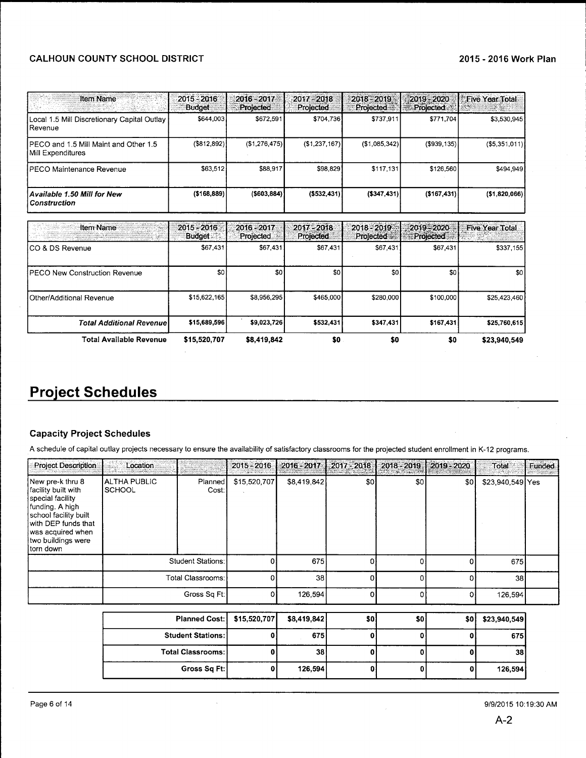| Item Name | 2015 - 2016 Budget | 2016 - 2017 Projected | 2017 - 2018 Projected | 2018 - 2019 Projected | 2019 - 2020 Projected | Five Year Total |
|---|---|---|---|---|---|---|
| Local 1.5 Mill Discretionary Capital Outlay Revenue | $644,003 | $672,591 | $704,736 | $737,911 | $771,704 | $3,530,945 |
| PECO and 1.5 Mill Maint and Other 1.5 Mill Expenditures | ($812,892) | ($1,276,475) | ($1,237,167) | ($1,085,342) | ($939,135) | ($5,351,011) |
| PECO Maintenance Revenue | $63,512 | $88,917 | $98,829 | $117,131 | $126,560 | $494,949 |
| ***Available 1.50 Mill for New Construction*** | **($168,889)** | **($603,884)** | **($532,431)** | **($347,431)** | **($167,431)** | **($1,820,066)** |

| Item Name | 2015 - 2016 Budget | 2016 - 2017 Projected | 2017 - 2018 Projected | 2018 - 2019 Projected | 2019 - 2020 Projected | Five Year Total |
|---|---|---|---|---|---|---|
| CO & DS Revenue | $67,431 | $67,431 | $67,431 | $67,431 | $67,431 | $337,155 |
| PECO New Construction Revenue | $0 | $0 | $0 | $0 | $0 | $0 |
| Other/Additional Revenue | $15,622,165 | $8,956,295 | $465,000 | $280,000 | $100,000 | $25,423,460 |
| ***Total Additional Revenue*** | **$15,689,596** | **$9,023,726** | **$532,431** | **$347,431** | **$167,431** | **$25,760,615** |
| **Total Available Revenue** | **$15,520,707** | **$8,419,842** | **$0** | **$0** | **$0** | **$23,940,549** |

# Project Schedules

### Capacity Project Schedules

A schedule of capital outlay projects necessary to ensure the availability of satisfactory classrooms for the projected student enrollment in K-12 programs.

| Project Description | Location | | 2015 - 2016 | 2016 - 2017 | 2017 - 2018 | 2018 - 2019 | 2019 - 2020 | Total | Funded |
|---|---|---|---|---|---|---|---|---|---|
| New pre-k thru 8 facility built with special facility funding. A high school facility built with DEP funds that was acquired when two buildings were torn down | ALTHA PUBLIC SCHOOL | Planned Cost: | $15,520,707 | $8,419,842 | $0 | $0 | $0 | $23,940,549 | Yes |
| | | Student Stations: | 0 | 675 | 0 | 0 | 0 | 675 | |
| | | Total Classrooms: | 0 | 38 | 0 | 0 | 0 | 38 | |
| | | Gross Sq Ft: | 0 | 126,594 | 0 | 0 | 0 | 126,594 | |

| | 2015 - 2016 | 2016 - 2017 | 2017 - 2018 | 2018 - 2019 | 2019 - 2020 | Total |
|---|---|---|---|---|---|---|
| **Planned Cost:** | **$15,520,707** | **$8,419,842** | **$0** | **$0** | **$0** | **$23,940,549** |
| **Student Stations:** | **0** | **675** | **0** | **0** | **0** | **675** |
| **Total Classrooms:** | **0** | **38** | **0** | **0** | **0** | **38** |
| **Gross Sq Ft:** | **0** | **126,594** | **0** | **0** | **0** | **126,594** |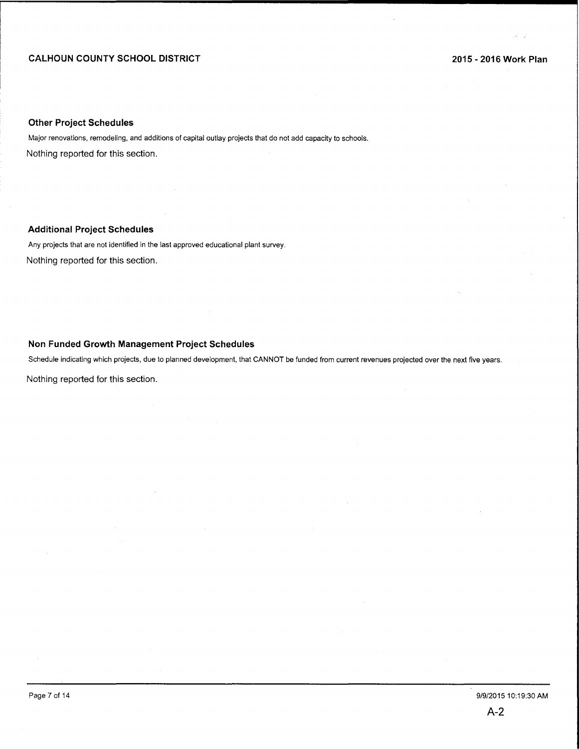## Other Project Schedules

Major renovations, remodeling, and additions of capital outlay projects that do not add capacity to schools.

Nothing reported for this section.

## Additional Project Schedules

Any projects that are not identified in the last approved educational plant survey.

Nothing reported for this section.

## Non Funded Growth Management Project Schedules

Schedule indicating which projects, due to planned development, that CANNOT be funded from current revenues projected over the next five years.

Nothing reported for this section.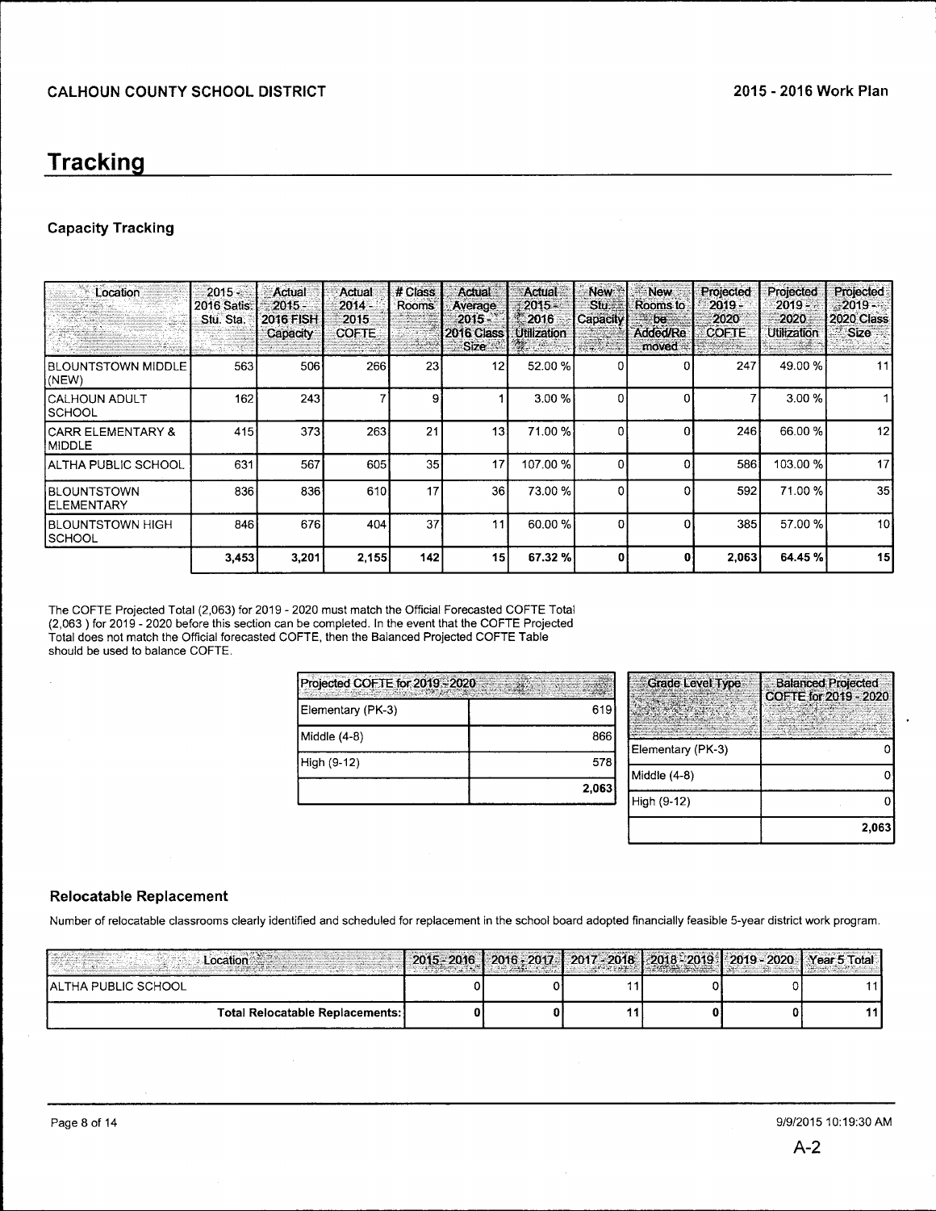# Tracking

## Capacity Tracking

| Location | 2015 - 2016 Satis. Stu. Sta. | Actual 2015 - 2016 FISH Capacity | Actual 2014 - 2015 COFTE | # Class Rooms | Actual Average 2015 - 2016 Class Size | Actual 2015 - 2016 Utilization | New Stu. Capacity | New Rooms to be Added/Removed | Projected 2019 - 2020 COFTE | Projected 2019 - 2020 Utilization | Projected 2019 - 2020 Class Size |
|---|---|---|---|---|---|---|---|---|---|---|---|
| BLOUNTSTOWN MIDDLE (NEW) | 563 | 506 | 266 | 23 | 12 | 52.00 % | 0 | 0 | 247 | 49.00 % | 11 |
| CALHOUN ADULT SCHOOL | 162 | 243 | 7 | 9 | 1 | 3.00 % | 0 | 0 | 7 | 3.00 % | 1 |
| CARR ELEMENTARY & MIDDLE | 415 | 373 | 263 | 21 | 13 | 71.00 % | 0 | 0 | 246 | 66.00 % | 12 |
| ALTHA PUBLIC SCHOOL | 631 | 567 | 605 | 35 | 17 | 107.00 % | 0 | 0 | 586 | 103.00 % | 17 |
| BLOUNTSTOWN ELEMENTARY | 836 | 836 | 610 | 17 | 36 | 73.00 % | 0 | 0 | 592 | 71.00 % | 35 |
| BLOUNTSTOWN HIGH SCHOOL | 846 | 676 | 404 | 37 | 11 | 60.00 % | 0 | 0 | 385 | 57.00 % | 10 |
| | **3,453** | **3,201** | **2,155** | **142** | **15** | **67.32 %** | **0** | **0** | **2,063** | **64.45 %** | **15** |

The COFTE Projected Total (2,063) for 2019 - 2020 must match the Official Forecasted COFTE Total (2,063 ) for 2019 - 2020 before this section can be completed. In the event that the COFTE Projected Total does not match the Official forecasted COFTE, then the Balanced Projected COFTE Table should be used to balance COFTE.

| Projected COFTE for 2019 - 2020 | |
|---|---|
| Elementary (PK-3) | 619 |
| Middle (4-8) | 866 |
| High (9-12) | 578 |
| | **2,063** |

| Grade Level Type | Balanced Projected COFTE for 2019 - 2020 |
|---|---|
| Elementary (PK-3) | 0 |
| Middle (4-8) | 0 |
| High (9-12) | 0 |
| | **2,063** |

## Relocatable Replacement

Number of relocatable classrooms clearly identified and scheduled for replacement in the school board adopted financially feasible 5-year district work program.

| Location | 2015 - 2016 | 2016 - 2017 | 2017 - 2018 | 2018 - 2019 | 2019 - 2020 | Year 5 Total |
|---|---|---|---|---|---|---|
| ALTHA PUBLIC SCHOOL | 0 | 0 | 11 | 0 | 0 | 11 |
| **Total Relocatable Replacements:** | **0** | **0** | **11** | **0** | **0** | **11** |

A-2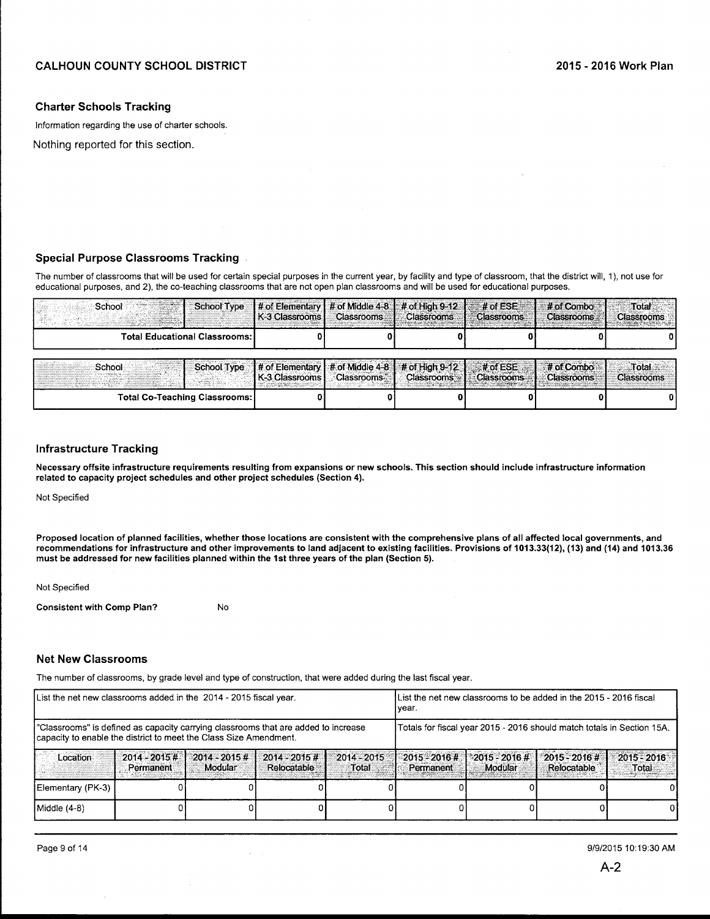## Charter Schools Tracking

Information regarding the use of charter schools.

Nothing reported for this section.

## Special Purpose Classrooms Tracking

The number of classrooms that will be used for certain special purposes in the current year, by facility and type of classroom, that the district will, 1), not use for educational purposes, and 2), the co-teaching classrooms that are not open plan classrooms and will be used for educational purposes.

| School | School Type | # of Elementary K-3 Classrooms | # of Middle 4-8 Classrooms | # of High 9-12 Classrooms | # of ESE Classrooms | # of Combo Classrooms | Total Classrooms |
|---|---|---|---|---|---|---|---|
| Total Educational Classrooms: | | 0 | 0 | 0 | 0 | 0 | 0 |

| School | School Type | # of Elementary K-3 Classrooms | # of Middle 4-8 Classrooms | # of High 9-12 Classrooms | # of ESE Classrooms | # of Combo Classrooms | Total Classrooms |
|---|---|---|---|---|---|---|---|
| Total Co-Teaching Classrooms: | | 0 | 0 | 0 | 0 | 0 | 0 |

## Infrastructure Tracking

**Necessary offsite infrastructure requirements resulting from expansions or new schools. This section should include infrastructure information related to capacity project schedules and other project schedules (Section 4).**

Not Specified

**Proposed location of planned facilities, whether those locations are consistent with the comprehensive plans of all affected local governments, and recommendations for infrastructure and other improvements to land adjacent to existing facilities. Provisions of 1013.33(12), (13) and (14) and 1013.36 must be addressed for new facilities planned within the 1st three years of the plan (Section 5).**

Not Specified

**Consistent with Comp Plan?** No

## Net New Classrooms

The number of classrooms, by grade level and type of construction, that were added during the last fiscal year.

| List the net new classrooms added in the 2014 - 2015 fiscal year. | | | | | List the net new classrooms to be added in the 2015 - 2016 fiscal year. | | | |
|---|---|---|---|---|---|---|---|---|
| "Classrooms" is defined as capacity carrying classrooms that are added to increase capacity to enable the district to meet the Class Size Amendment. | | | | | Totals for fiscal year 2015 - 2016 should match totals in Section 15A. | | | |
| Location | 2014 - 2015 # Permanent | 2014 - 2015 # Modular | 2014 - 2015 # Relocatable | 2014 - 2015 Total | 2015 - 2016 # Permanent | 2015 - 2016 # Modular | 2015 - 2016 # Relocatable | 2015 - 2016 Total |
| Elementary (PK-3) | 0 | 0 | 0 | 0 | 0 | 0 | 0 | 0 |
| Middle (4-8) | 0 | 0 | 0 | 0 | 0 | 0 | 0 | 0 |

A-2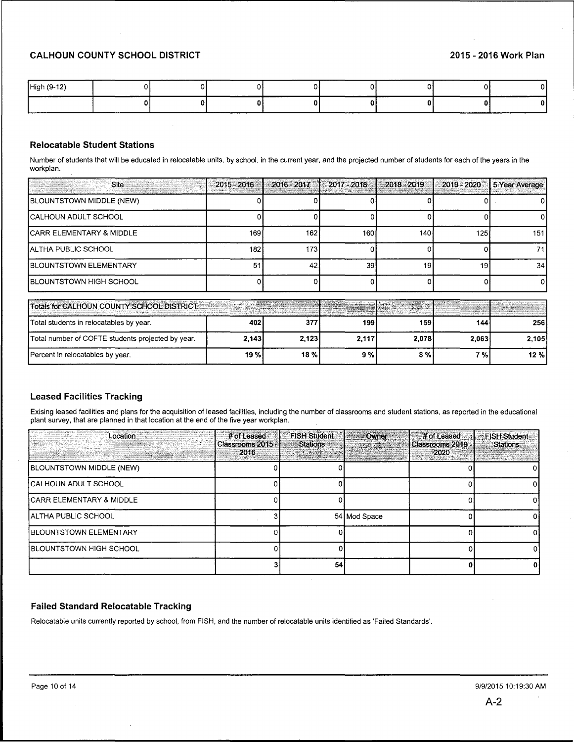| High (9-12) | 0 | 0 | 0 | 0 | 0 | 0 | 0 | 0 |
|---|---|---|---|---|---|---|---|---|
| | **0** | **0** | **0** | **0** | **0** | **0** | **0** | **0** |

### Relocatable Student Stations

Number of students that will be educated in relocatable units, by school, in the current year, and the projected number of students for each of the years in the workplan.

| Site | 2015 - 2016 | 2016 - 2017 | 2017 - 2018 | 2018 - 2019 | 2019 - 2020 | 5 Year Average |
|---|---|---|---|---|---|---|
| BLOUNTSTOWN MIDDLE (NEW) | 0 | 0 | 0 | 0 | 0 | 0 |
| CALHOUN ADULT SCHOOL | 0 | 0 | 0 | 0 | 0 | 0 |
| CARR ELEMENTARY & MIDDLE | 169 | 162 | 160 | 140 | 125 | 151 |
| ALTHA PUBLIC SCHOOL | 182 | 173 | 0 | 0 | 0 | 71 |
| BLOUNTSTOWN ELEMENTARY | 51 | 42 | 39 | 19 | 19 | 34 |
| BLOUNTSTOWN HIGH SCHOOL | 0 | 0 | 0 | 0 | 0 | 0 |

| Totals for CALHOUN COUNTY SCHOOL DISTRICT | | | | | | |
|---|---|---|---|---|---|---|
| Total students in relocatables by year. | **402** | **377** | **199** | **159** | **144** | **256** |
| Total number of COFTE students projected by year. | **2,143** | **2,123** | **2,117** | **2,078** | **2,063** | **2,105** |
| Percent in relocatables by year. | **19 %** | **18 %** | **9 %** | **8 %** | **7 %** | **12 %** |

### Leased Facilities Tracking

Exising leased facilities and plans for the acquisition of leased facilities, including the number of classrooms and student stations, as reported in the educational plant survey, that are planned in that location at the end of the five year workplan.

| Location | # of Leased Classrooms 2015 - 2016 | FISH Student Stations | Owner | # of Leased Classrooms 2019 - 2020 | FISH Student Stations |
|---|---|---|---|---|---|
| BLOUNTSTOWN MIDDLE (NEW) | 0 | 0 | | 0 | 0 |
| CALHOUN ADULT SCHOOL | 0 | 0 | | 0 | 0 |
| CARR ELEMENTARY & MIDDLE | 0 | 0 | | 0 | 0 |
| ALTHA PUBLIC SCHOOL | 3 | 54 | Mod Space | 0 | 0 |
| BLOUNTSTOWN ELEMENTARY | 0 | 0 | | 0 | 0 |
| BLOUNTSTOWN HIGH SCHOOL | 0 | 0 | | 0 | 0 |
| | **3** | **54** | | **0** | **0** |

### Failed Standard Relocatable Tracking

Relocatable units currently reported by school, from FISH, and the number of relocatable units identified as 'Failed Standards'.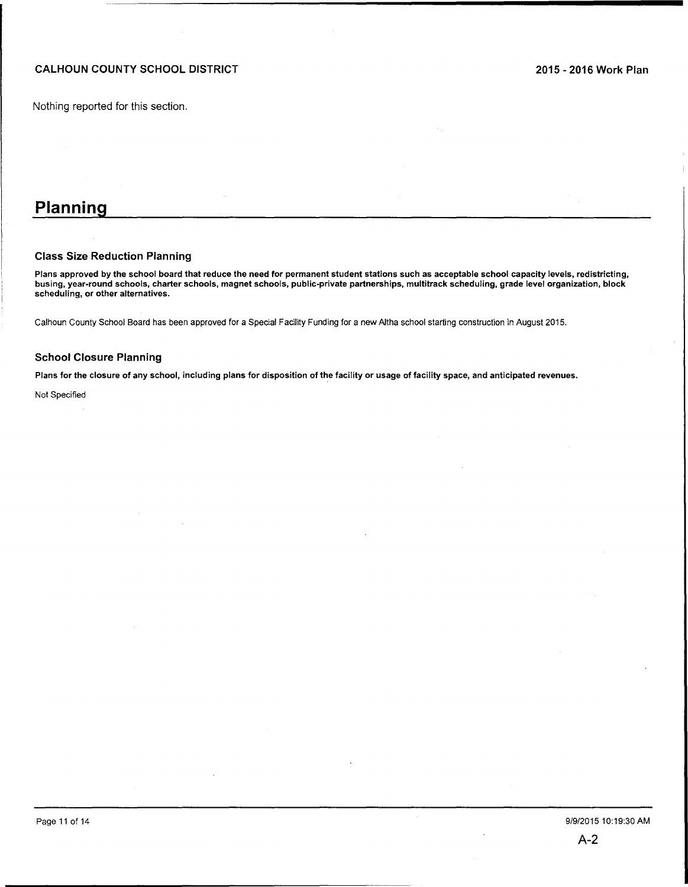Nothing reported for this section.

# Planning

### Class Size Reduction Planning

**Plans approved by the school board that reduce the need for permanent student stations such as acceptable school capacity levels, redistricting, busing, year-round schools, charter schools, magnet schools, public-private partnerships, multitrack scheduling, grade level organization, block scheduling, or other alternatives.**

Calhoun County School Board has been approved for a Special Facility Funding for a new Altha school starting construction in August 2015.

### School Closure Planning

**Plans for the closure of any school, including plans for disposition of the facility or usage of facility space, and anticipated revenues.**

Not Specified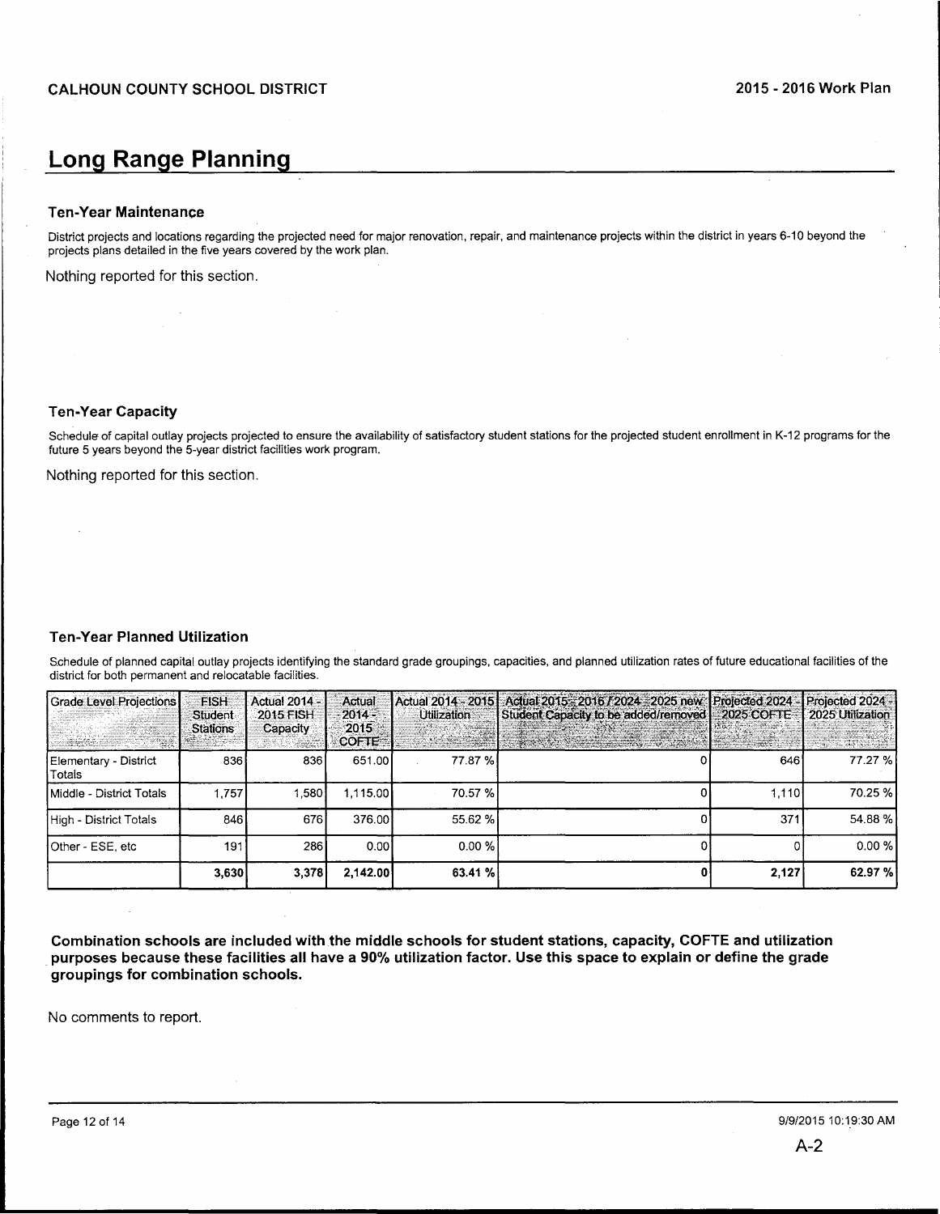# Long Range Planning

### Ten-Year Maintenance

District projects and locations regarding the projected need for major renovation, repair, and maintenance projects within the district in years 6-10 beyond the projects plans detailed in the five years covered by the work plan.

Nothing reported for this section.

### Ten-Year Capacity

Schedule of capital outlay projects projected to ensure the availability of satisfactory student stations for the projected student enrollment in K-12 programs for the future 5 years beyond the 5-year district facilities work program.

Nothing reported for this section.

### Ten-Year Planned Utilization

Schedule of planned capital outlay projects identifying the standard grade groupings, capacities, and planned utilization rates of future educational facilities of the district for both permanent and relocatable facilities.

| Grade Level Projections | FISH Student Stations | Actual 2014 - 2015 FISH Capacity | Actual 2014 - 2015 COFTE | Actual 2014 - 2015 Utilization | Actual 2015 - 2016 / 2024 - 2025 new Student Capacity to be added/removed | Projected 2024 - 2025 COFTE | Projected 2024 - 2025 Utilization |
|---|---|---|---|---|---|---|---|
| Elementary - District Totals | 836 | 836 | 651.00 | 77.87 % | 0 | 646 | 77.27 % |
| Middle - District Totals | 1,757 | 1,580 | 1,115.00 | 70.57 % | 0 | 1,110 | 70.25 % |
| High - District Totals | 846 | 676 | 376.00 | 55.62 % | 0 | 371 | 54.88 % |
| Other - ESE, etc | 191 | 286 | 0.00 | 0.00 % | 0 | 0 | 0.00 % |
| | **3,630** | **3,378** | **2,142.00** | **63.41 %** | **0** | **2,127** | **62.97 %** |

**Combination schools are included with the middle schools for student stations, capacity, COFTE and utilization purposes because these facilities all have a 90% utilization factor. Use this space to explain or define the grade groupings for combination schools.**

No comments to report.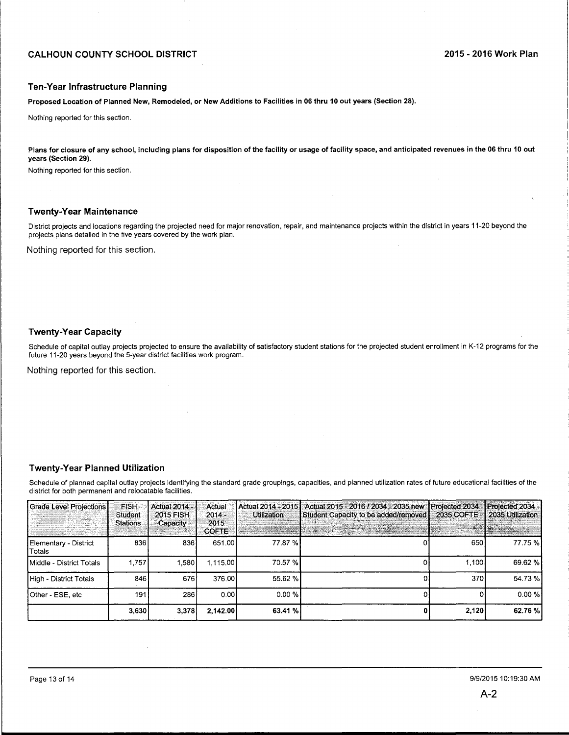## Ten-Year Infrastructure Planning

**Proposed Location of Planned New, Remodeled, or New Additions to Facilities in 06 thru 10 out years (Section 28).**

Nothing reported for this section.

**Plans for closure of any school, including plans for disposition of the facility or usage of facility space, and anticipated revenues in the 06 thru 10 out years (Section 29).**

Nothing reported for this section.

## Twenty-Year Maintenance

District projects and locations regarding the projected need for major renovation, repair, and maintenance projects within the district in years 11-20 beyond the projects plans detailed in the five years covered by the work plan.

Nothing reported for this section.

## Twenty-Year Capacity

Schedule of capital outlay projects projected to ensure the availability of satisfactory student stations for the projected student enrollment in K-12 programs for the future 11-20 years beyond the 5-year district facilities work program.

Nothing reported for this section.

## Twenty-Year Planned Utilization

Schedule of planned capital outlay projects identifying the standard grade groupings, capacities, and planned utilization rates of future educational facilities of the district for both permanent and relocatable facilities.

| Grade Level Projections | FISH Student Stations | Actual 2014 - 2015 FISH Capacity | Actual 2014 - 2015 COFTE | Actual 2014 - 2015 Utilization | Actual 2015 - 2016 / 2034 - 2035 new Student Capacity to be added/removed | Projected 2034 - 2035 COFTE | Projected 2034 - 2035 Utilization |
|---|---|---|---|---|---|---|---|
| Elementary - District Totals | 836 | 836 | 651.00 | 77.87 % | 0 | 650 | 77.75 % |
| Middle - District Totals | 1,757 | 1,580 | 1,115.00 | 70.57 % | 0 | 1,100 | 69.62 % |
| High - District Totals | 846 | 676 | 376.00 | 55.62 % | 0 | 370 | 54.73 % |
| Other - ESE, etc | 191 | 286 | 0.00 | 0.00 % | 0 | 0 | 0.00 % |
| | **3,630** | **3,378** | **2,142.00** | **63.41 %** | **0** | **2,120** | **62.76 %** |

A-2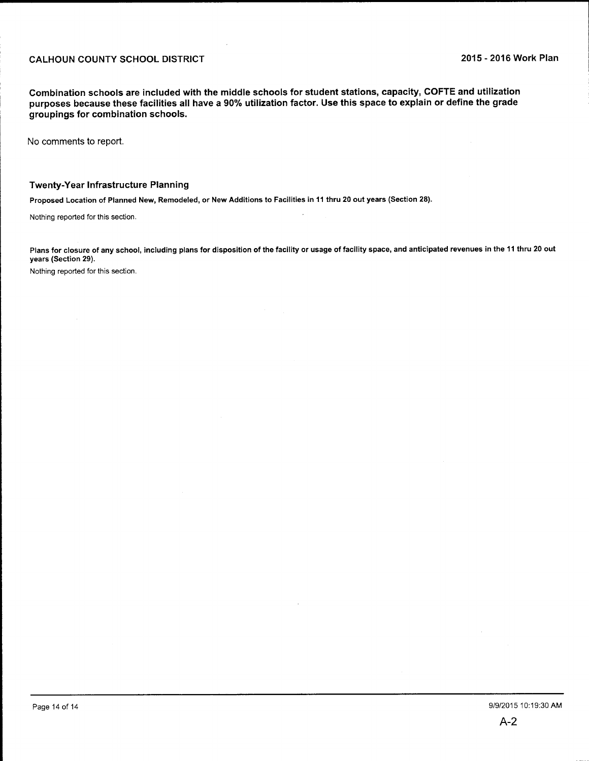**Combination schools are included with the middle schools for student stations, capacity, COFTE and utilization purposes because these facilities all have a 90% utilization factor. Use this space to explain or define the grade groupings for combination schools.**

No comments to report.

### Twenty-Year Infrastructure Planning

**Proposed Location of Planned New, Remodeled, or New Additions to Facilities in 11 thru 20 out years (Section 28).**

Nothing reported for this section.

**Plans for closure of any school, including plans for disposition of the facility or usage of facility space, and anticipated revenues in the 11 thru 20 out years (Section 29).**

Nothing reported for this section.